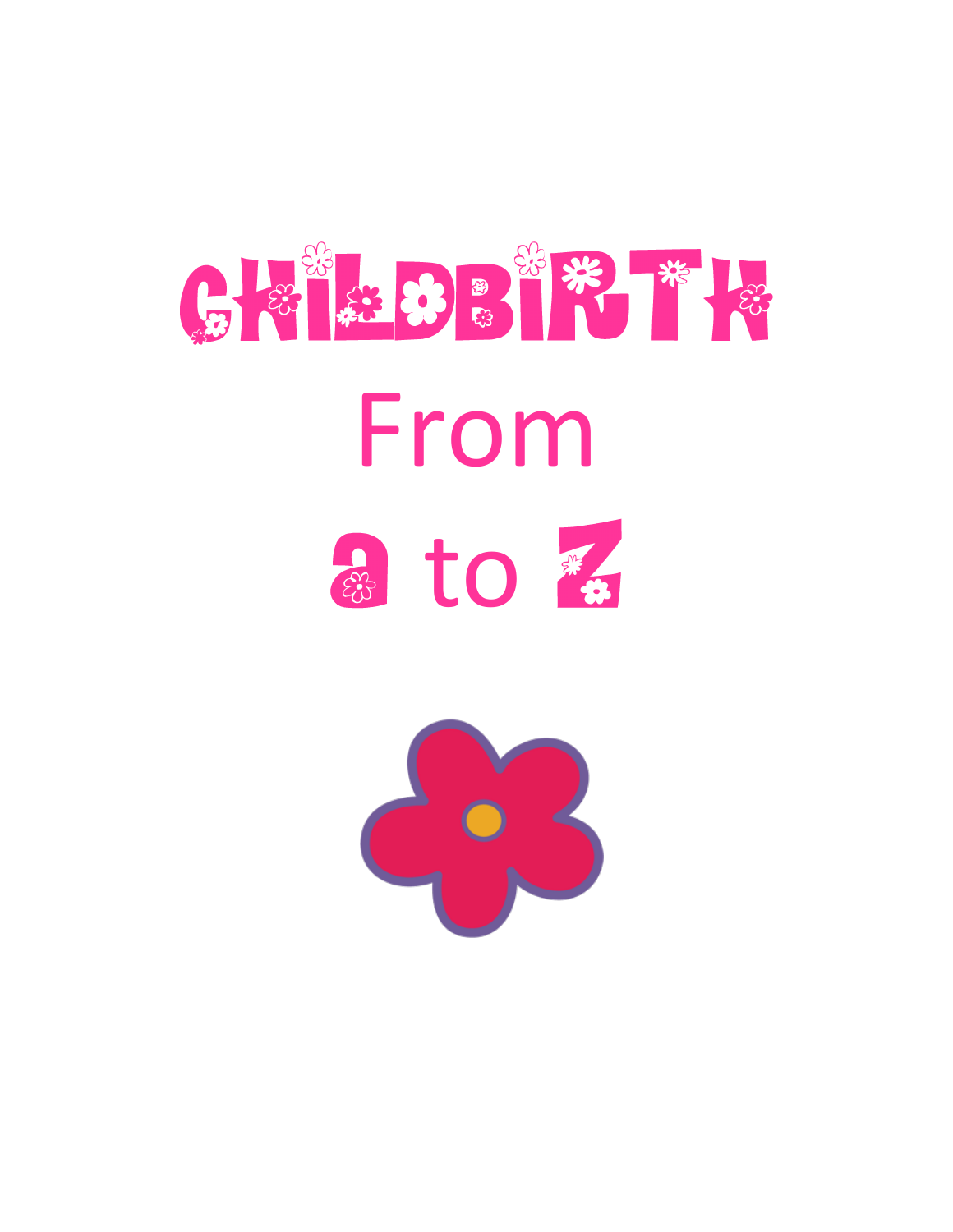# CHILDBIRTH From a to Z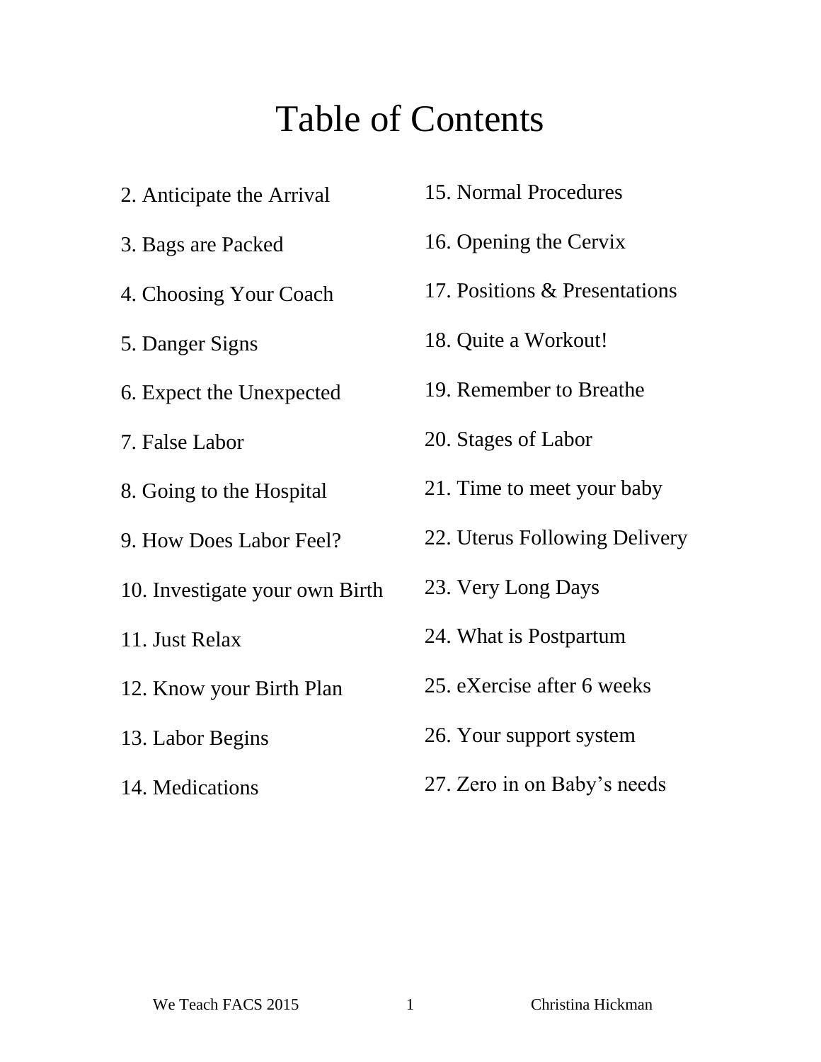# Table of Contents

2. Anticipate the Arrival
3. Bags are Packed
4. Choosing Your Coach
5. Danger Signs
6. Expect the Unexpected
7. False Labor
8. Going to the Hospital
9. How Does Labor Feel?
10. Investigate your own Birth
11. Just Relax
12. Know your Birth Plan
13. Labor Begins
14. Medications
15. Normal Procedures
16. Opening the Cervix
17. Positions & Presentations
18. Quite a Workout!
19. Remember to Breathe
20. Stages of Labor
21. Time to meet your baby
22. Uterus Following Delivery
23. Very Long Days
24. What is Postpartum
25. eXercise after 6 weeks
26. Your support system
27. Zero in on Baby's needs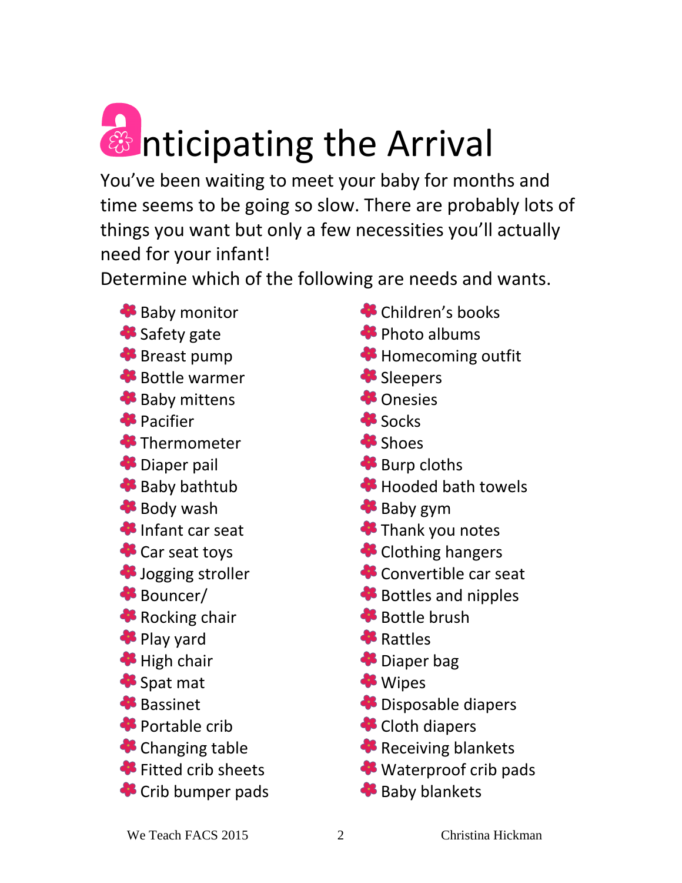# Anticipating the Arrival

You've been waiting to meet your baby for months and time seems to be going so slow. There are probably lots of things you want but only a few necessities you'll actually need for your infant!

Determine which of the following are needs and wants.

- Baby monitor
- Safety gate
- Breast pump
- Bottle warmer
- Baby mittens
- Pacifier
- Thermometer
- Diaper pail
- Baby bathtub
- Body wash
- Infant car seat
- Car seat toys
- Jogging stroller
- Bouncer/
- Rocking chair
- Play yard
- High chair
- Spat mat
- Bassinet
- Portable crib
- Changing table
- Fitted crib sheets
- Crib bumper pads
- Children's books
- Photo albums
- Homecoming outfit
- Sleepers
- Onesies
- Socks
- Shoes
- Burp cloths
- Hooded bath towels
- Baby gym
- Thank you notes
- Clothing hangers
- Convertible car seat
- Bottles and nipples
- Bottle brush
- Rattles
- Diaper bag
- Wipes
- Disposable diapers
- Cloth diapers
- Receiving blankets
- Waterproof crib pads
- Baby blankets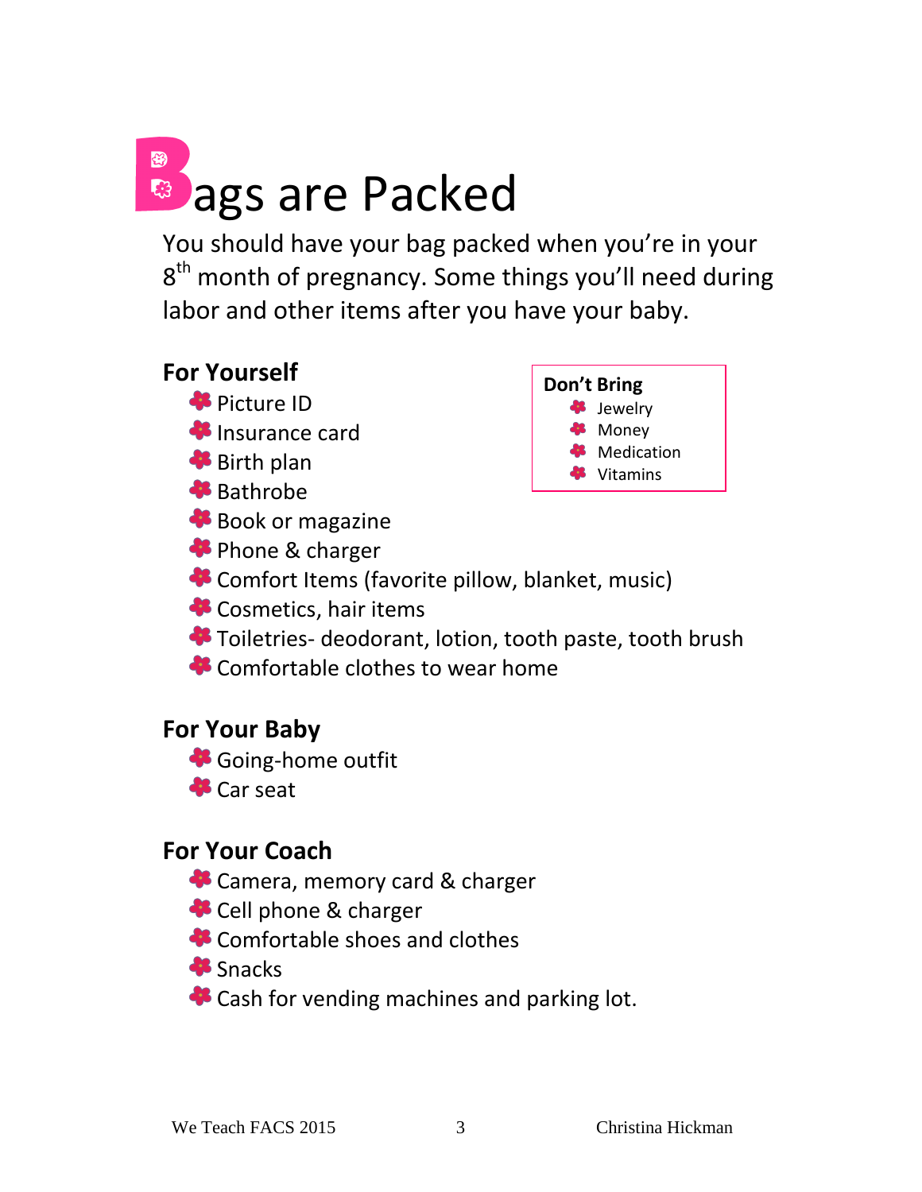# Bags are Packed

You should have your bag packed when you're in your 8th month of pregnancy. Some things you'll need during labor and other items after you have your baby.

## For Yourself

- Picture ID
- Insurance card
- Birth plan
- Bathrobe
- Book or magazine
- Phone & charger
- Comfort Items (favorite pillow, blanket, music)
- Cosmetics, hair items
- Toiletries- deodorant, lotion, tooth paste, tooth brush
- Comfortable clothes to wear home

**Don't Bring**

- Jewelry
- Money
- Medication
- Vitamins

## For Your Baby

- Going-home outfit
- Car seat

## For Your Coach

- Camera, memory card & charger
- Cell phone & charger
- Comfortable shoes and clothes
- Snacks
- Cash for vending machines and parking lot.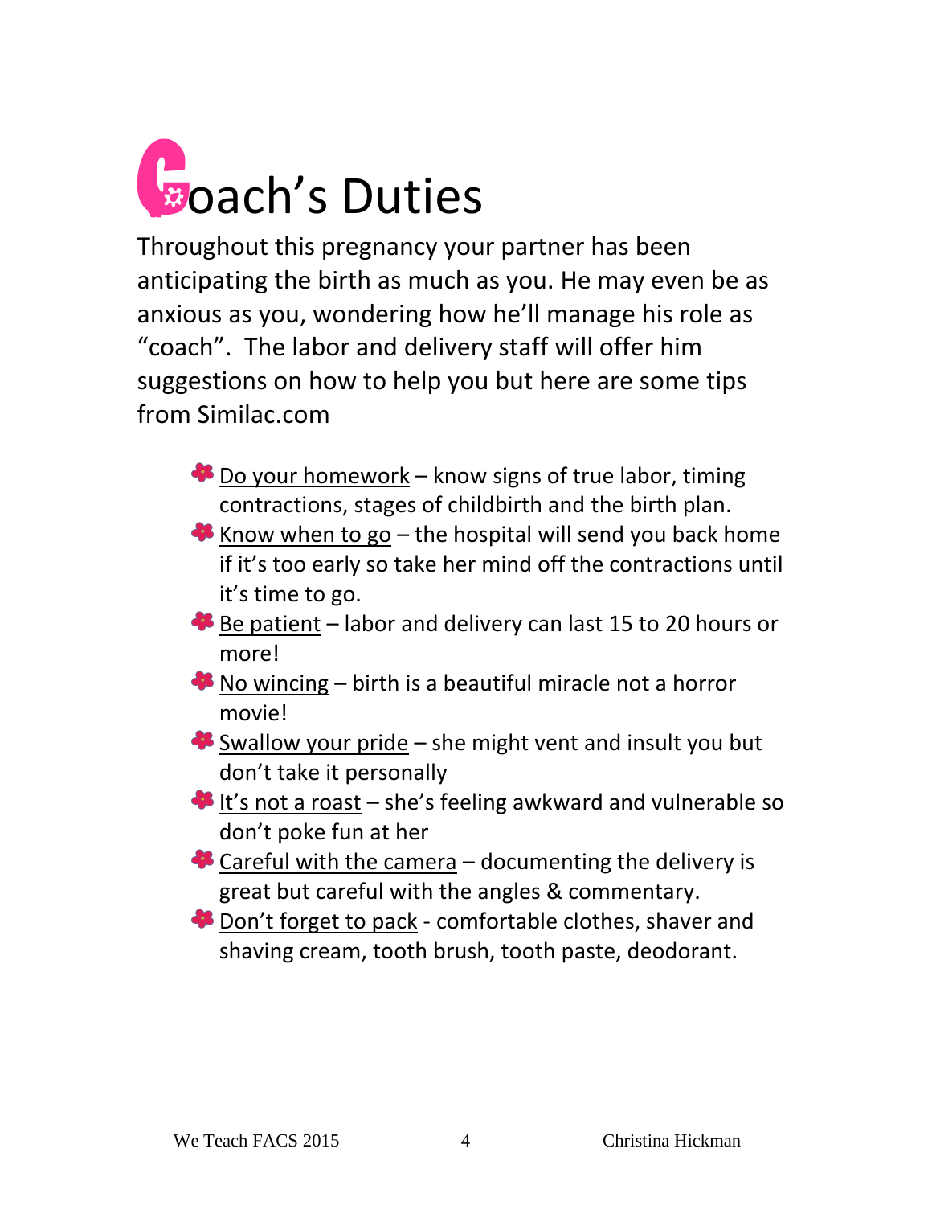# Coach's Duties

Throughout this pregnancy your partner has been anticipating the birth as much as you. He may even be as anxious as you, wondering how he'll manage his role as "coach". The labor and delivery staff will offer him suggestions on how to help you but here are some tips from Similac.com

- Do your homework – know signs of true labor, timing contractions, stages of childbirth and the birth plan.
- Know when to go – the hospital will send you back home if it's too early so take her mind off the contractions until it's time to go.
- Be patient – labor and delivery can last 15 to 20 hours or more!
- No wincing – birth is a beautiful miracle not a horror movie!
- Swallow your pride – she might vent and insult you but don't take it personally
- It's not a roast – she's feeling awkward and vulnerable so don't poke fun at her
- Careful with the camera – documenting the delivery is great but careful with the angles & commentary.
- Don't forget to pack - comfortable clothes, shaver and shaving cream, tooth brush, tooth paste, deodorant.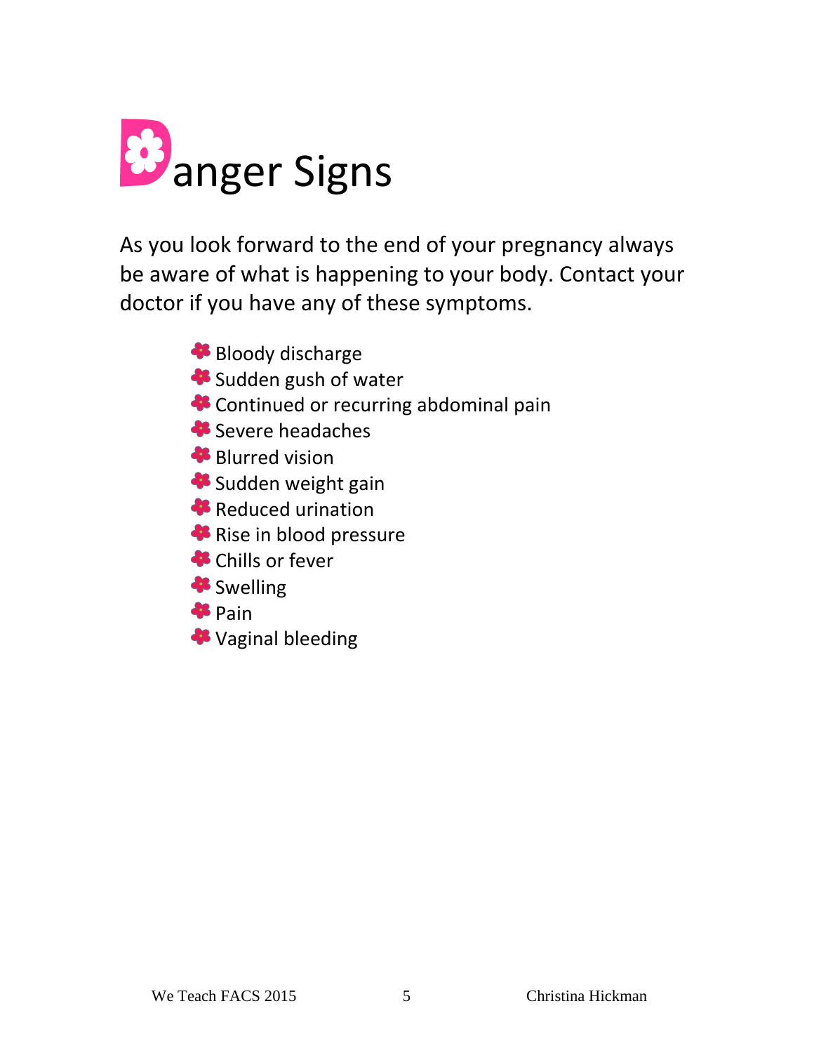# Danger Signs

As you look forward to the end of your pregnancy always be aware of what is happening to your body. Contact your doctor if you have any of these symptoms.

- Bloody discharge
- Sudden gush of water
- Continued or recurring abdominal pain
- Severe headaches
- Blurred vision
- Sudden weight gain
- Reduced urination
- Rise in blood pressure
- Chills or fever
- Swelling
- Pain
- Vaginal bleeding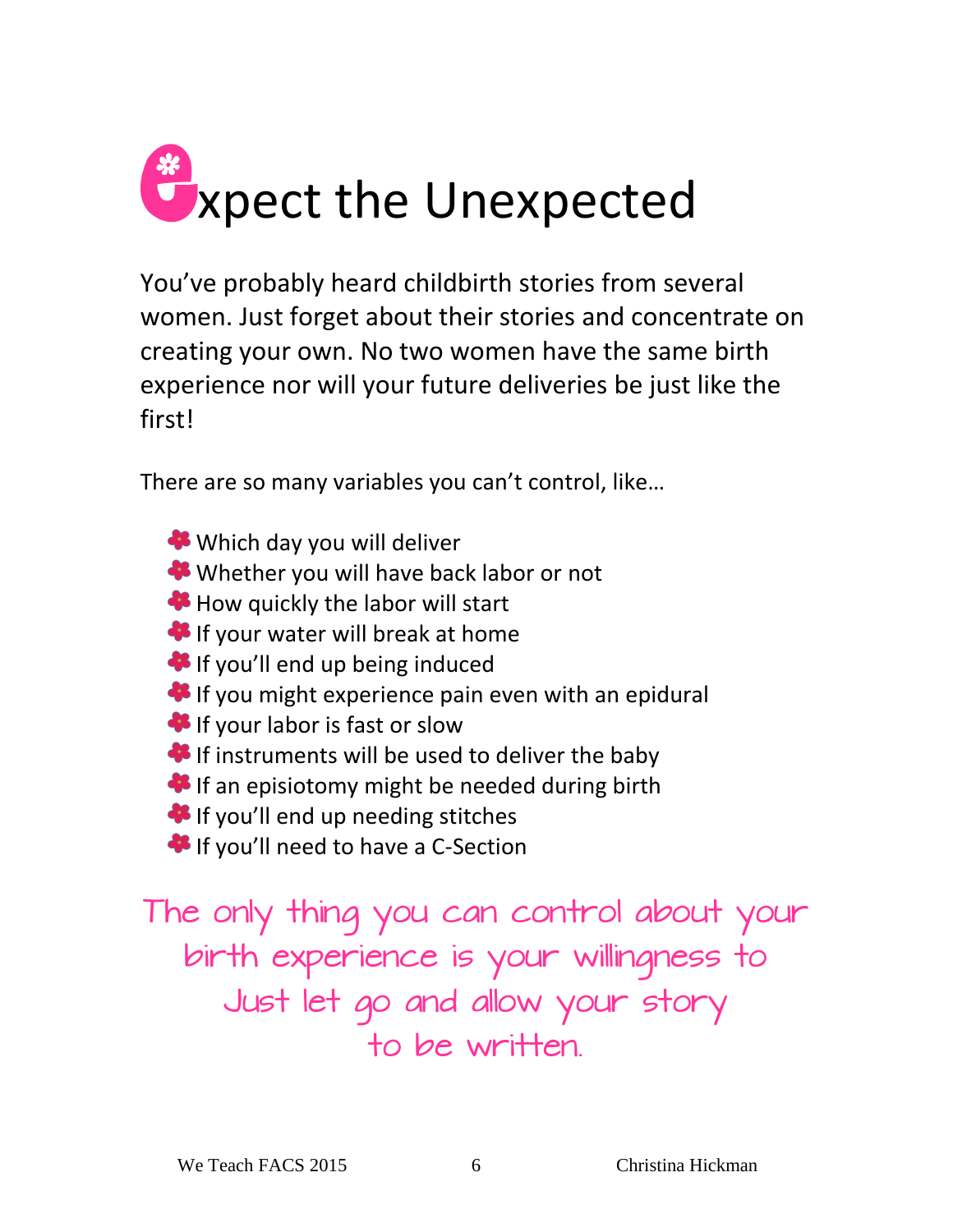# Expect the Unexpected

You've probably heard childbirth stories from several women. Just forget about their stories and concentrate on creating your own. No two women have the same birth experience nor will your future deliveries be just like the first!

There are so many variables you can't control, like…

- Which day you will deliver
- Whether you will have back labor or not
- How quickly the labor will start
- If your water will break at home
- If you'll end up being induced
- If you might experience pain even with an epidural
- If your labor is fast or slow
- If instruments will be used to deliver the baby
- If an episiotomy might be needed during birth
- If you'll end up needing stitches
- If you'll need to have a C-Section

The only thing you can control about your birth experience is your willingness to Just let go and allow your story to be written.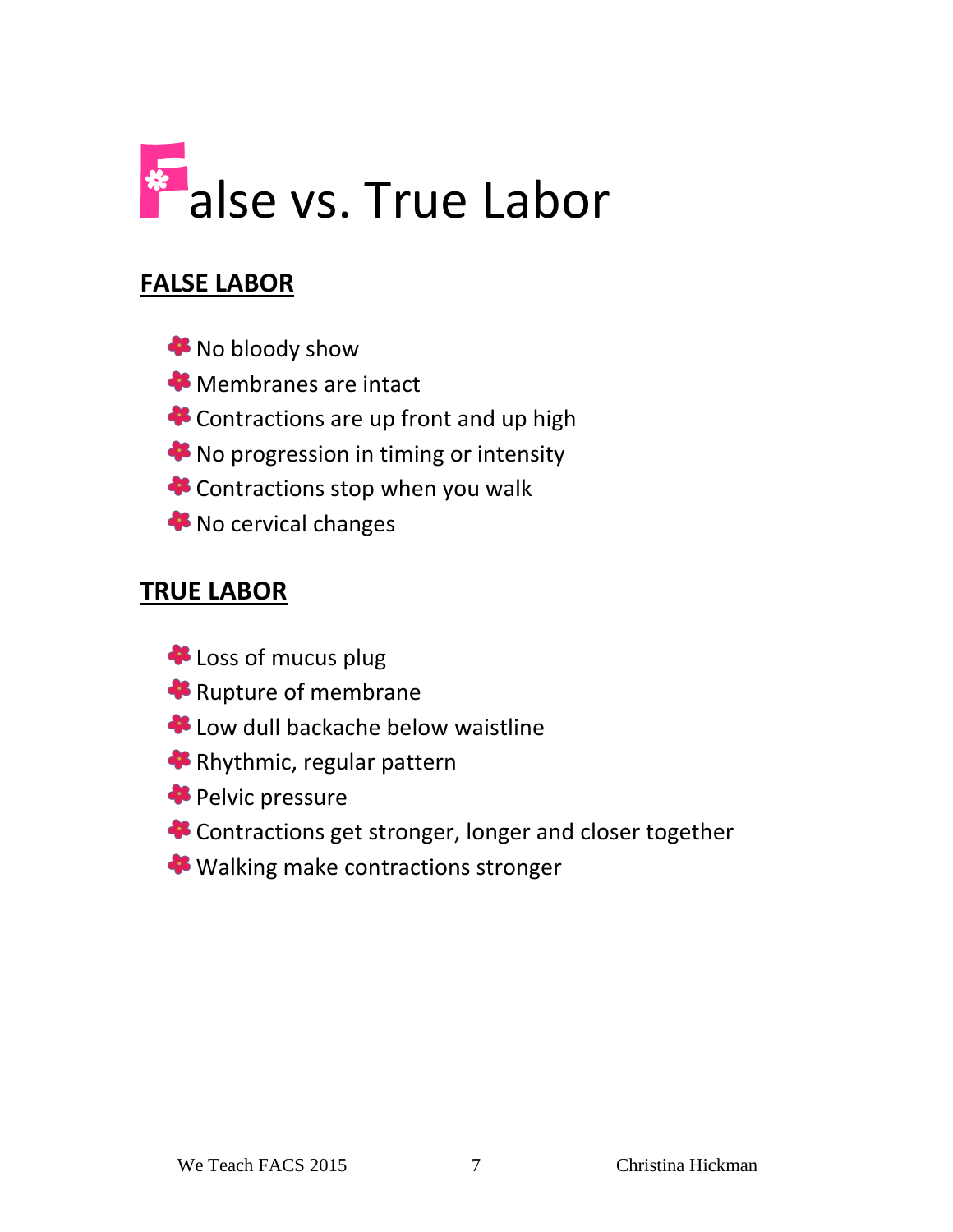# False vs. True Labor

## FALSE LABOR

- No bloody show
- Membranes are intact
- Contractions are up front and up high
- No progression in timing or intensity
- Contractions stop when you walk
- No cervical changes

## TRUE LABOR

- Loss of mucus plug
- Rupture of membrane
- Low dull backache below waistline
- Rhythmic, regular pattern
- Pelvic pressure
- Contractions get stronger, longer and closer together
- Walking make contractions stronger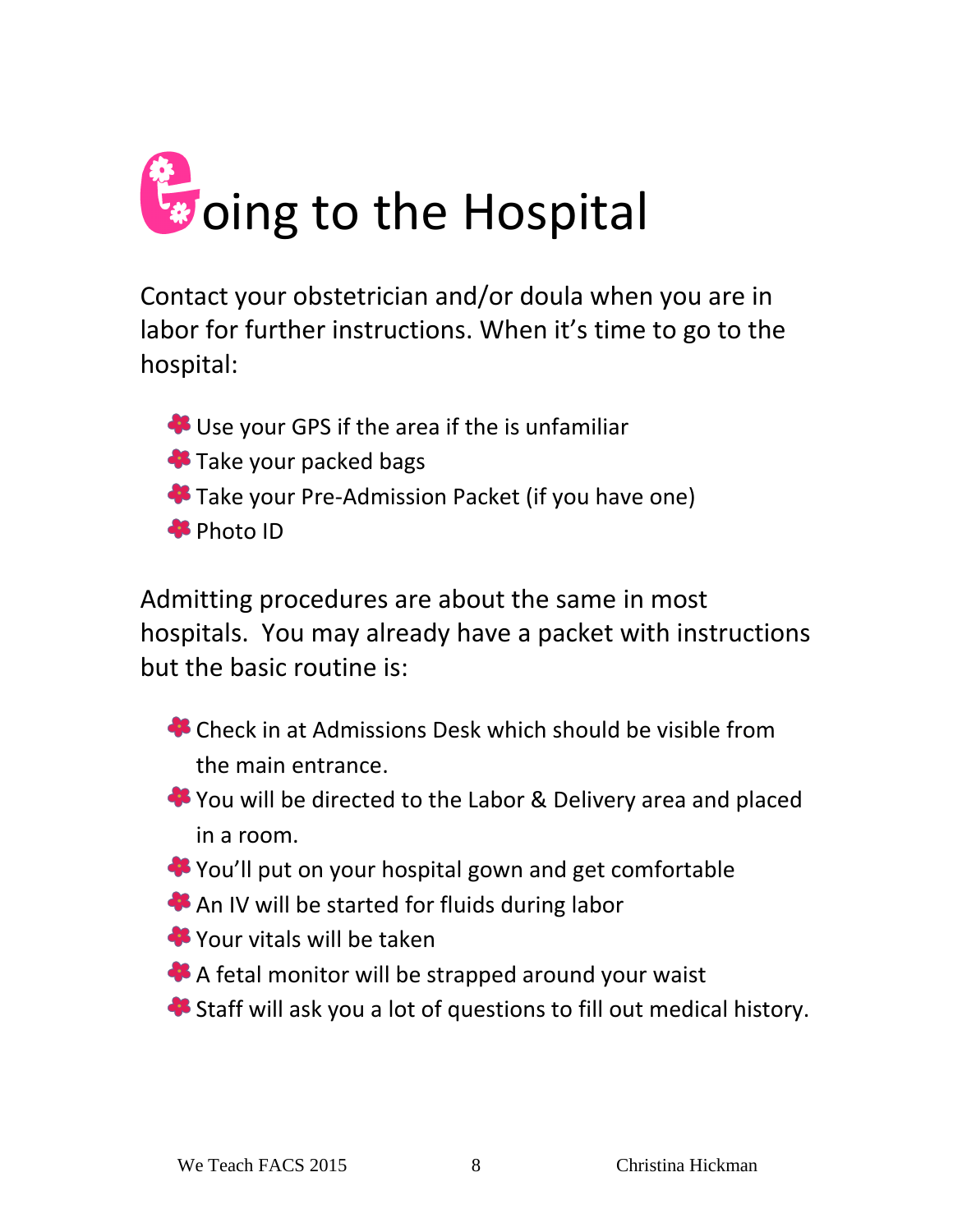# Going to the Hospital

Contact your obstetrician and/or doula when you are in labor for further instructions. When it's time to go to the hospital:

- Use your GPS if the area if the is unfamiliar
- Take your packed bags
- Take your Pre-Admission Packet (if you have one)
- Photo ID

Admitting procedures are about the same in most hospitals. You may already have a packet with instructions but the basic routine is:

- Check in at Admissions Desk which should be visible from the main entrance.
- You will be directed to the Labor & Delivery area and placed in a room.
- You'll put on your hospital gown and get comfortable
- An IV will be started for fluids during labor
- Your vitals will be taken
- A fetal monitor will be strapped around your waist
- Staff will ask you a lot of questions to fill out medical history.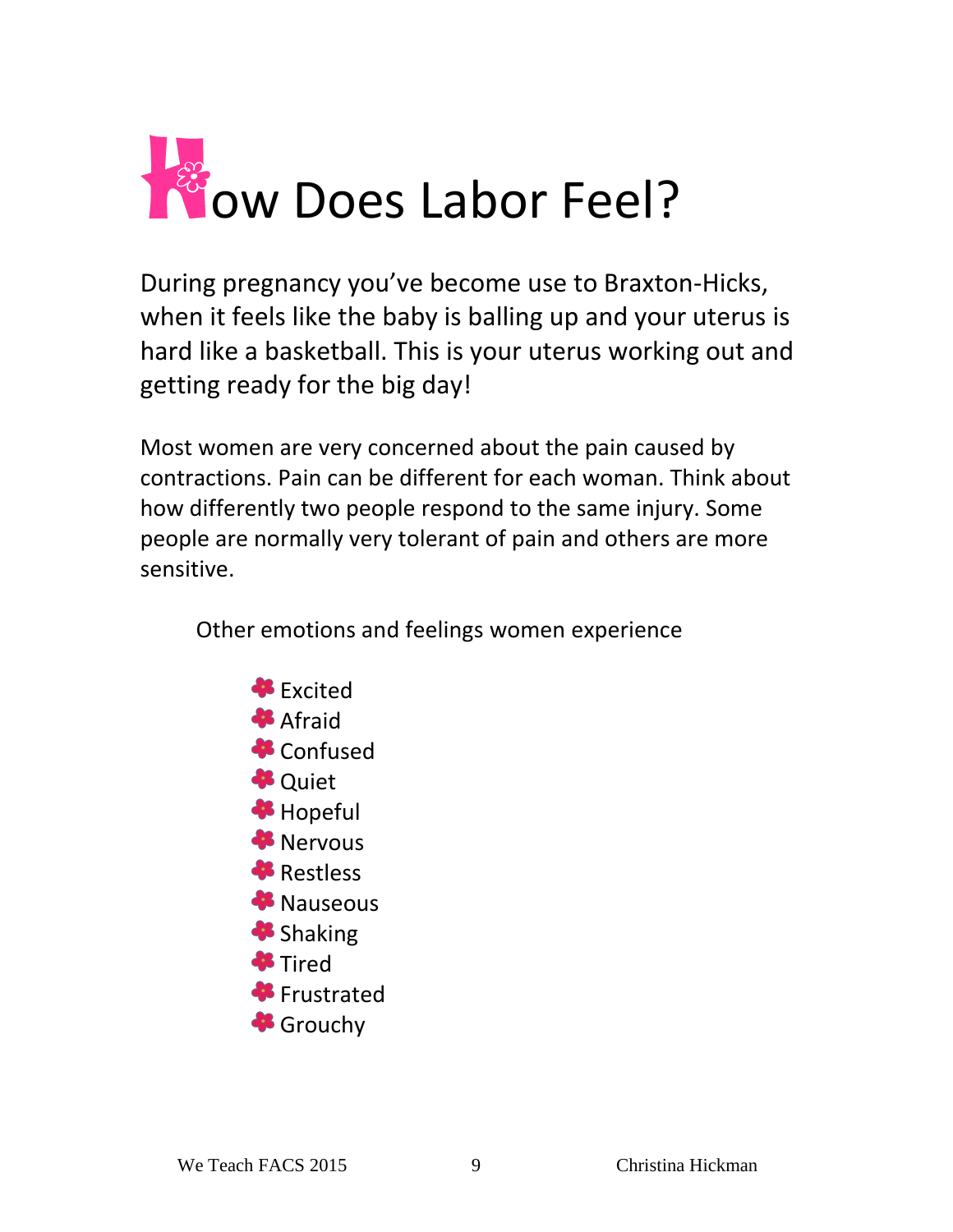# How Does Labor Feel?

During pregnancy you've become use to Braxton-Hicks, when it feels like the baby is balling up and your uterus is hard like a basketball. This is your uterus working out and getting ready for the big day!

Most women are very concerned about the pain caused by contractions. Pain can be different for each woman. Think about how differently two people respond to the same injury. Some people are normally very tolerant of pain and others are more sensitive.

Other emotions and feelings women experience

- Excited
- Afraid
- Confused
- Quiet
- Hopeful
- Nervous
- Restless
- Nauseous
- Shaking
- Tired
- Frustrated
- Grouchy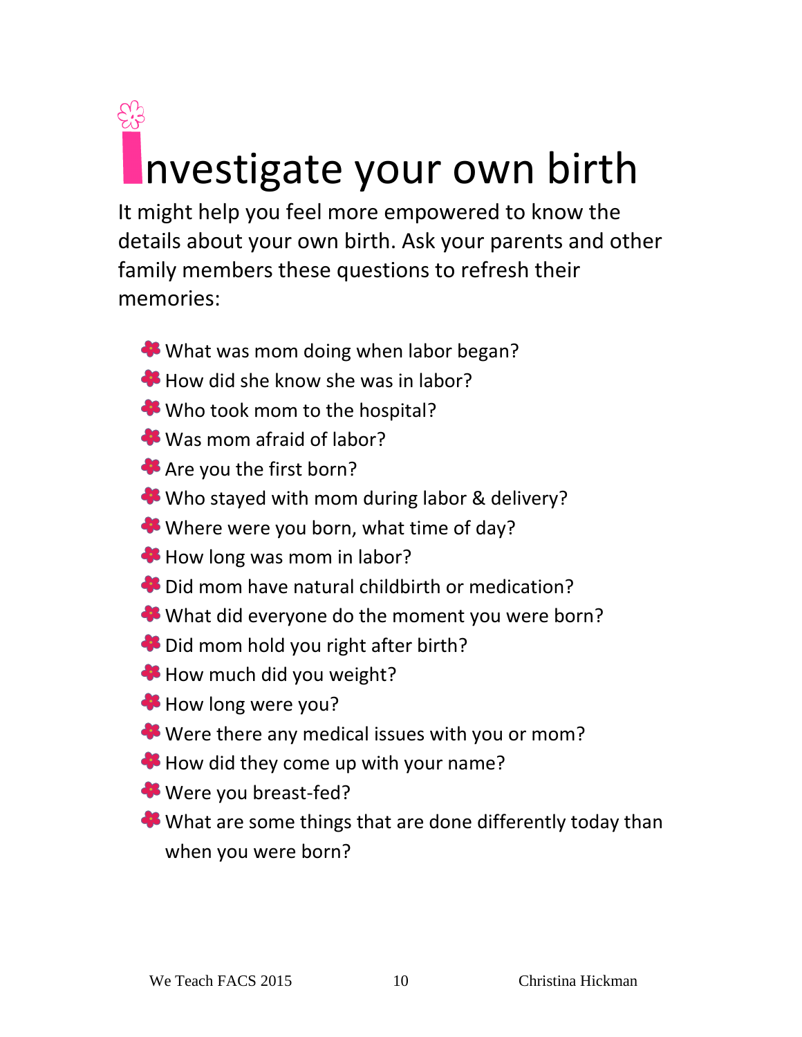# Investigate your own birth

It might help you feel more empowered to know the details about your own birth. Ask your parents and other family members these questions to refresh their memories:

- What was mom doing when labor began?
- How did she know she was in labor?
- Who took mom to the hospital?
- Was mom afraid of labor?
- Are you the first born?
- Who stayed with mom during labor & delivery?
- Where were you born, what time of day?
- How long was mom in labor?
- Did mom have natural childbirth or medication?
- What did everyone do the moment you were born?
- Did mom hold you right after birth?
- How much did you weight?
- How long were you?
- Were there any medical issues with you or mom?
- How did they come up with your name?
- Were you breast-fed?
- What are some things that are done differently today than when you were born?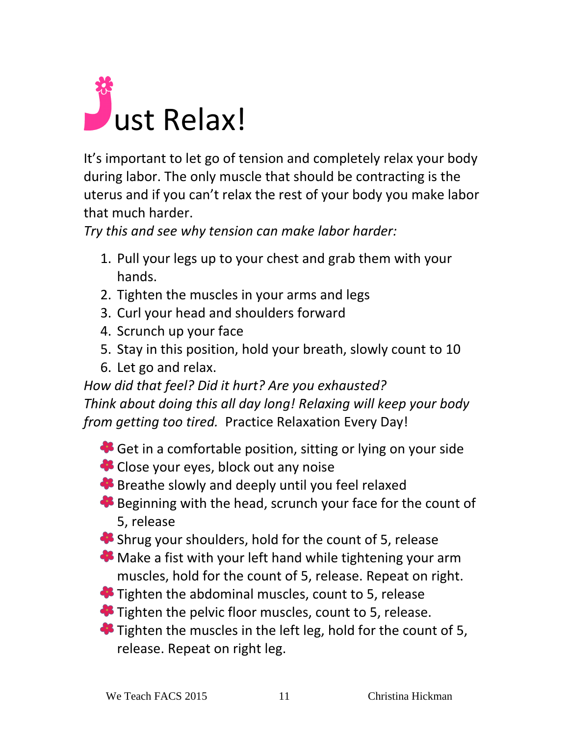# Just Relax!

It's important to let go of tension and completely relax your body during labor. The only muscle that should be contracting is the uterus and if you can't relax the rest of your body you make labor that much harder.

*Try this and see why tension can make labor harder:*

1. Pull your legs up to your chest and grab them with your hands.
2. Tighten the muscles in your arms and legs
3. Curl your head and shoulders forward
4. Scrunch up your face
5. Stay in this position, hold your breath, slowly count to 10
6. Let go and relax.

*How did that feel? Did it hurt? Are you exhausted?*
*Think about doing this all day long! Relaxing will keep your body from getting too tired.* Practice Relaxation Every Day!

- Get in a comfortable position, sitting or lying on your side
- Close your eyes, block out any noise
- Breathe slowly and deeply until you feel relaxed
- Beginning with the head, scrunch your face for the count of 5, release
- Shrug your shoulders, hold for the count of 5, release
- Make a fist with your left hand while tightening your arm muscles, hold for the count of 5, release. Repeat on right.
- Tighten the abdominal muscles, count to 5, release
- Tighten the pelvic floor muscles, count to 5, release.
- Tighten the muscles in the left leg, hold for the count of 5, release. Repeat on right leg.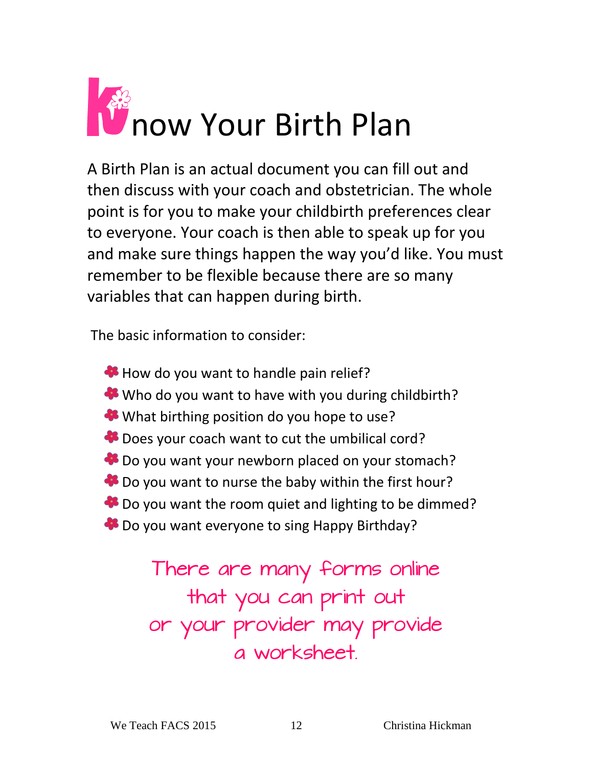# Know Your Birth Plan

A Birth Plan is an actual document you can fill out and then discuss with your coach and obstetrician. The whole point is for you to make your childbirth preferences clear to everyone. Your coach is then able to speak up for you and make sure things happen the way you'd like. You must remember to be flexible because there are so many variables that can happen during birth.

The basic information to consider:

- How do you want to handle pain relief?
- Who do you want to have with you during childbirth?
- What birthing position do you hope to use?
- Does your coach want to cut the umbilical cord?
- Do you want your newborn placed on your stomach?
- Do you want to nurse the baby within the first hour?
- Do you want the room quiet and lighting to be dimmed?
- Do you want everyone to sing Happy Birthday?

There are many forms online that you can print out or your provider may provide a worksheet.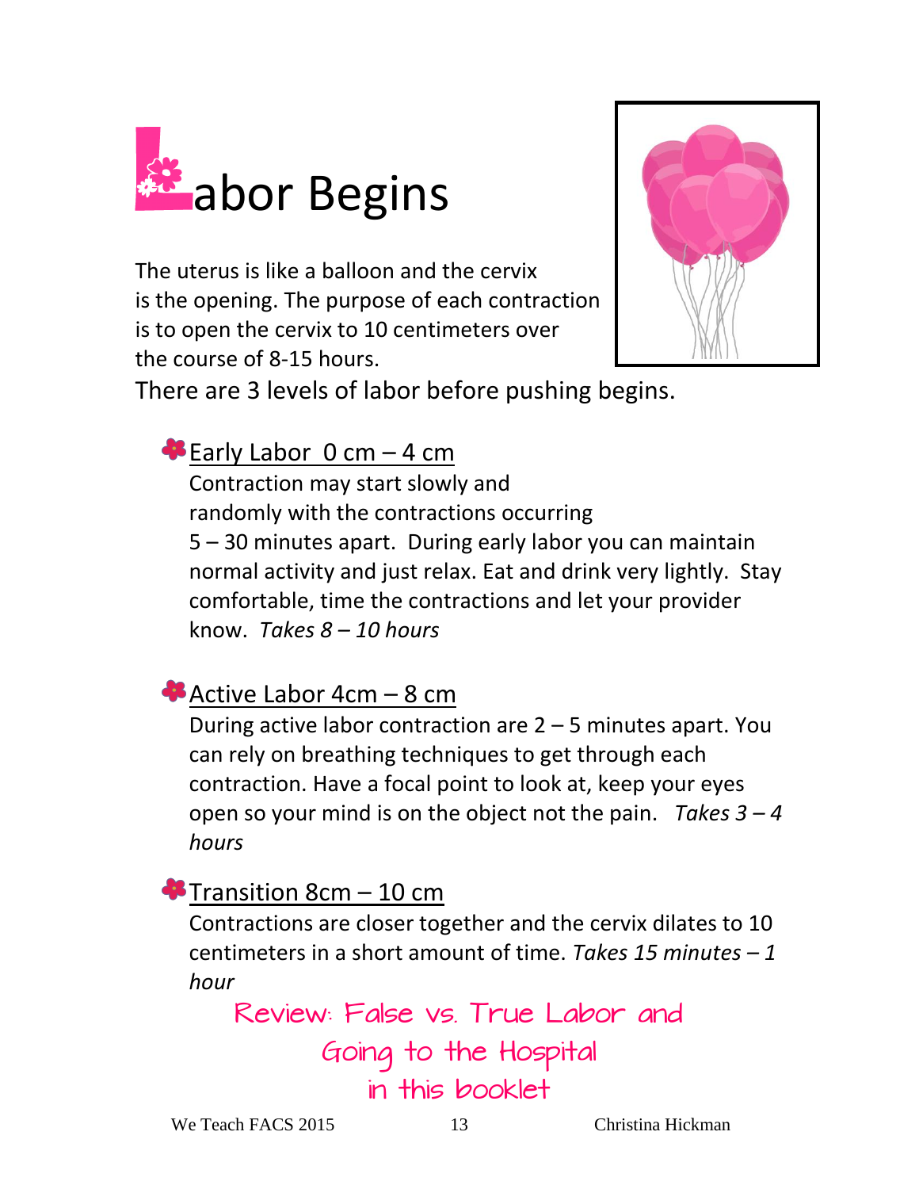# Labor Begins

The uterus is like a balloon and the cervix is the opening. The purpose of each contraction is to open the cervix to 10 centimeters over the course of 8-15 hours.

There are 3 levels of labor before pushing begins.

- Early Labor 0 cm – 4 cm

  Contraction may start slowly and randomly with the contractions occurring 5 – 30 minutes apart. During early labor you can maintain normal activity and just relax. Eat and drink very lightly. Stay comfortable, time the contractions and let your provider know. *Takes 8 – 10 hours*

- Active Labor 4cm – 8 cm

  During active labor contraction are 2 – 5 minutes apart. You can rely on breathing techniques to get through each contraction. Have a focal point to look at, keep your eyes open so your mind is on the object not the pain. *Takes 3 – 4 hours*

- Transition 8cm – 10 cm

  Contractions are closer together and the cervix dilates to 10 centimeters in a short amount of time. *Takes 15 minutes – 1 hour*

Review: False vs. True Labor and Going to the Hospital in this booklet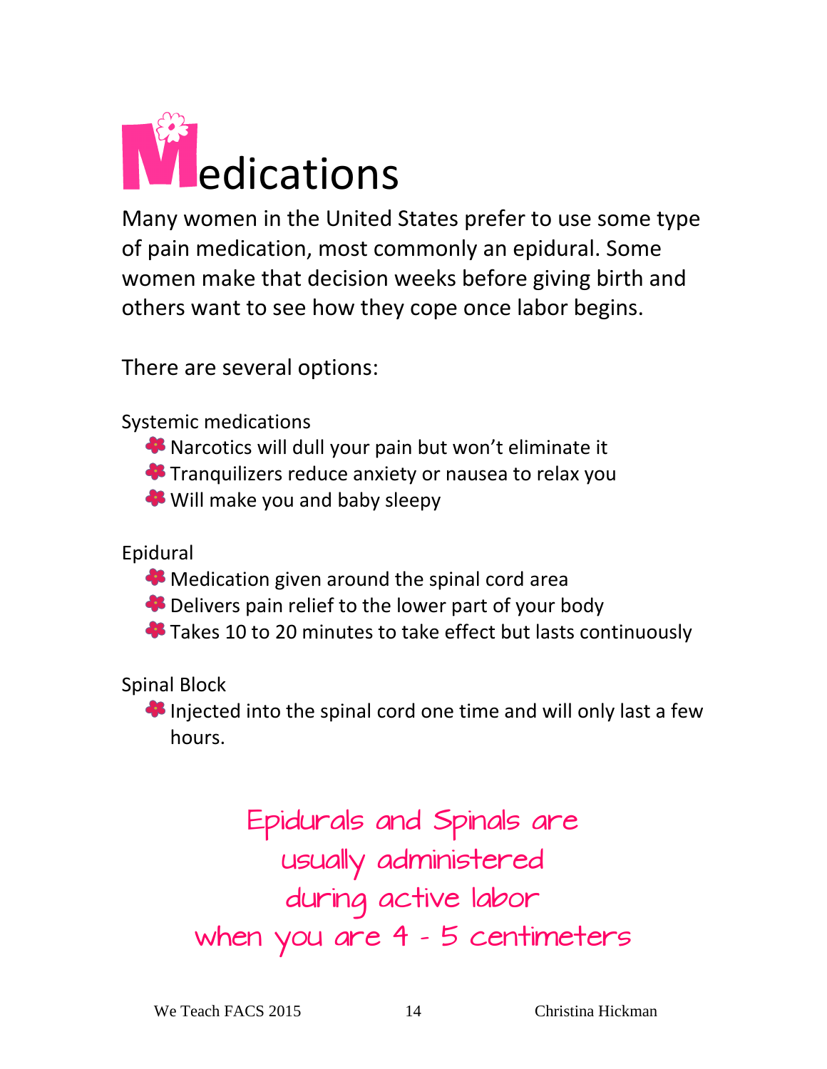# Medications

Many women in the United States prefer to use some type of pain medication, most commonly an epidural. Some women make that decision weeks before giving birth and others want to see how they cope once labor begins.

There are several options:

Systemic medications

- Narcotics will dull your pain but won't eliminate it
- Tranquilizers reduce anxiety or nausea to relax you
- Will make you and baby sleepy

Epidural

- Medication given around the spinal cord area
- Delivers pain relief to the lower part of your body
- Takes 10 to 20 minutes to take effect but lasts continuously

Spinal Block

- Injected into the spinal cord one time and will only last a few hours.

Epidurals and Spinals are usually administered during active labor when you are 4 - 5 centimeters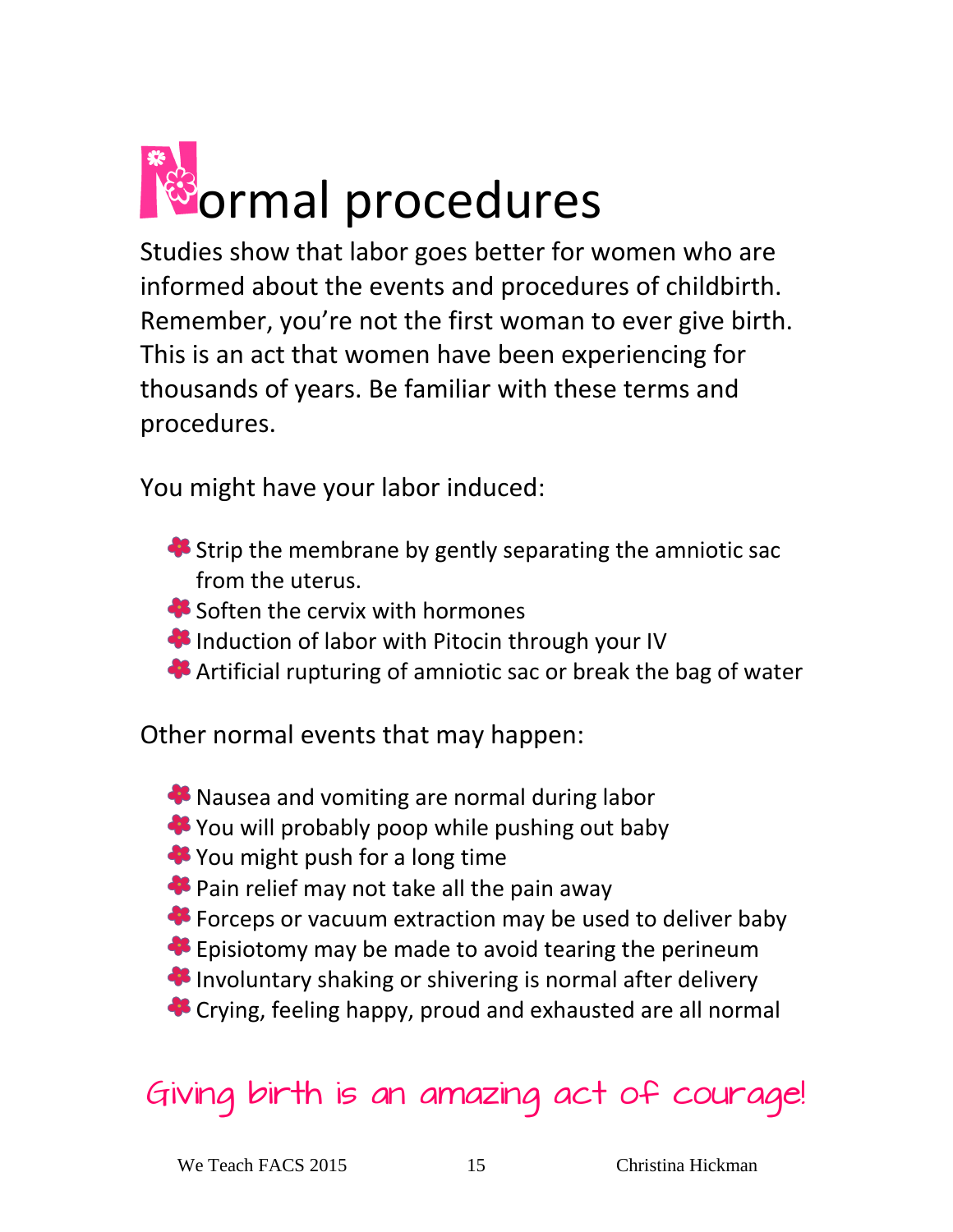# Normal procedures

Studies show that labor goes better for women who are informed about the events and procedures of childbirth. Remember, you're not the first woman to ever give birth. This is an act that women have been experiencing for thousands of years. Be familiar with these terms and procedures.

You might have your labor induced:

- Strip the membrane by gently separating the amniotic sac from the uterus.
- Soften the cervix with hormones
- Induction of labor with Pitocin through your IV
- Artificial rupturing of amniotic sac or break the bag of water

Other normal events that may happen:

- Nausea and vomiting are normal during labor
- You will probably poop while pushing out baby
- You might push for a long time
- Pain relief may not take all the pain away
- Forceps or vacuum extraction may be used to deliver baby
- Episiotomy may be made to avoid tearing the perineum
- Involuntary shaking or shivering is normal after delivery
- Crying, feeling happy, proud and exhausted are all normal

Giving birth is an amazing act of courage!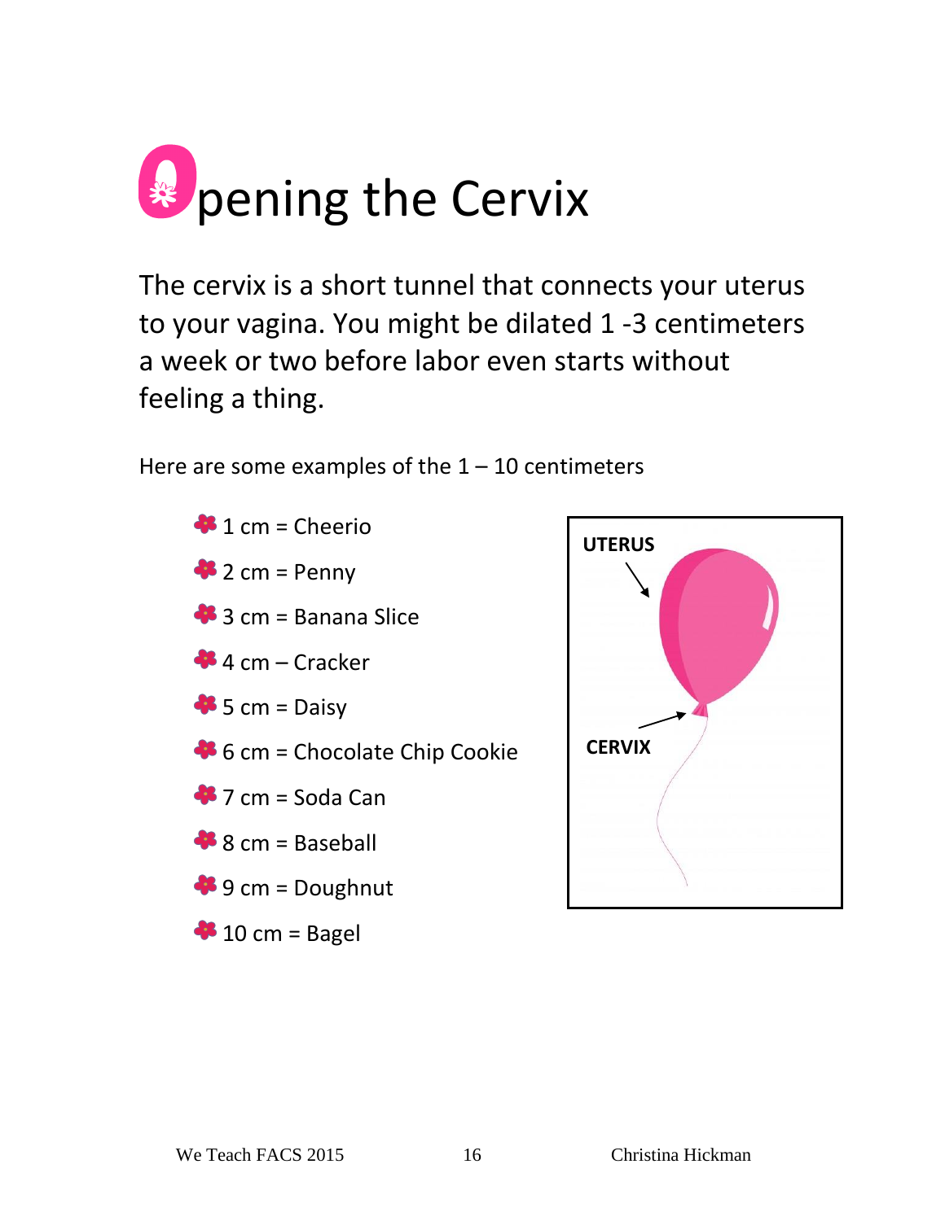# Opening the Cervix

The cervix is a short tunnel that connects your uterus to your vagina. You might be dilated 1 -3 centimeters a week or two before labor even starts without feeling a thing.

Here are some examples of the 1 – 10 centimeters

- 1 cm = Cheerio
- 2 cm = Penny
- 3 cm = Banana Slice
- 4 cm – Cracker
- 5 cm = Daisy
- 6 cm = Chocolate Chip Cookie
- 7 cm = Soda Can
- 8 cm = Baseball
- 9 cm = Doughnut
- 10 cm = Bagel

UTERUS

CERVIX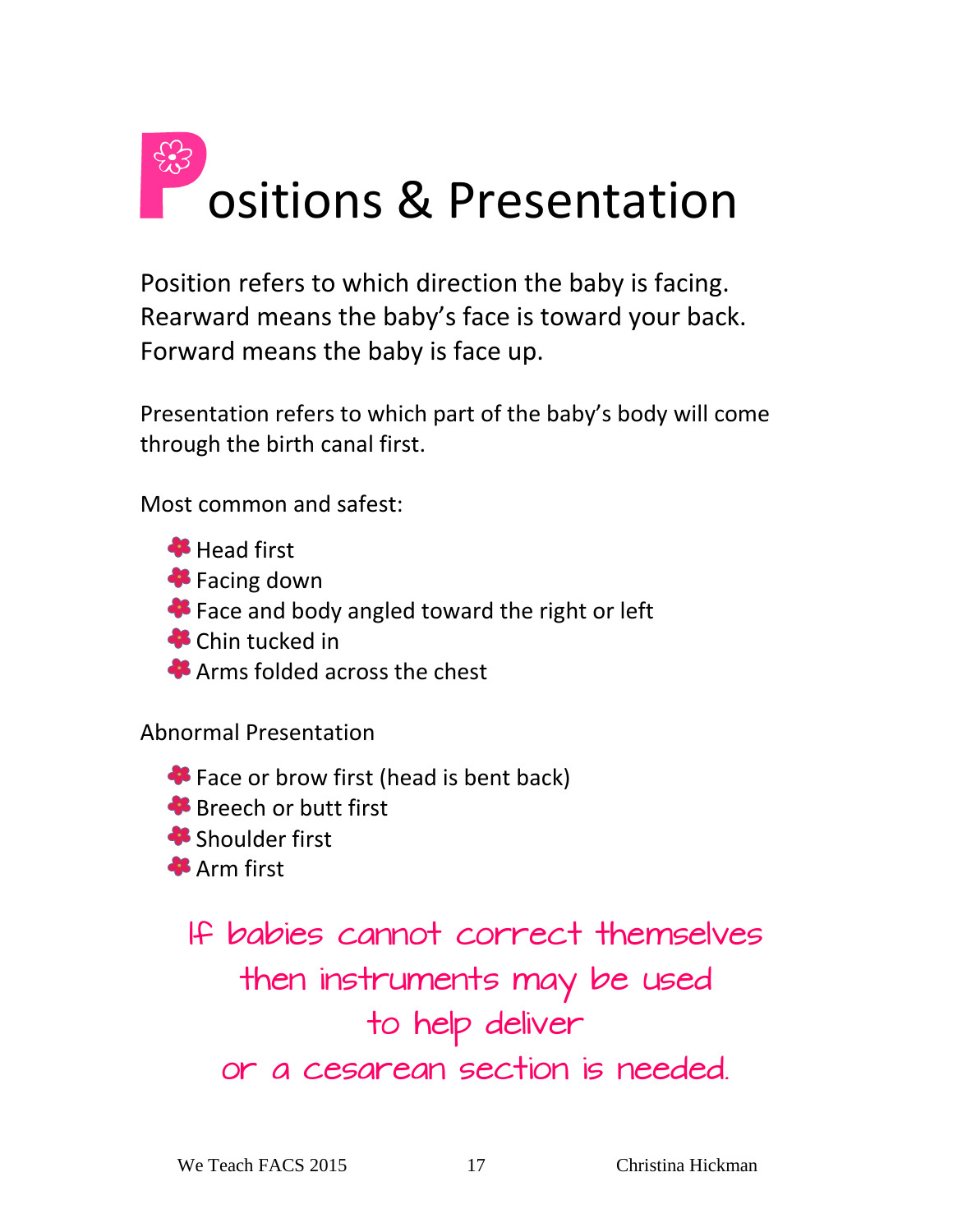# Positions & Presentation

Position refers to which direction the baby is facing. Rearward means the baby's face is toward your back. Forward means the baby is face up.

Presentation refers to which part of the baby's body will come through the birth canal first.

Most common and safest:

- Head first
- Facing down
- Face and body angled toward the right or left
- Chin tucked in
- Arms folded across the chest

Abnormal Presentation

- Face or brow first (head is bent back)
- Breech or butt first
- Shoulder first
- Arm first

If babies cannot correct themselves then instruments may be used to help deliver or a cesarean section is needed.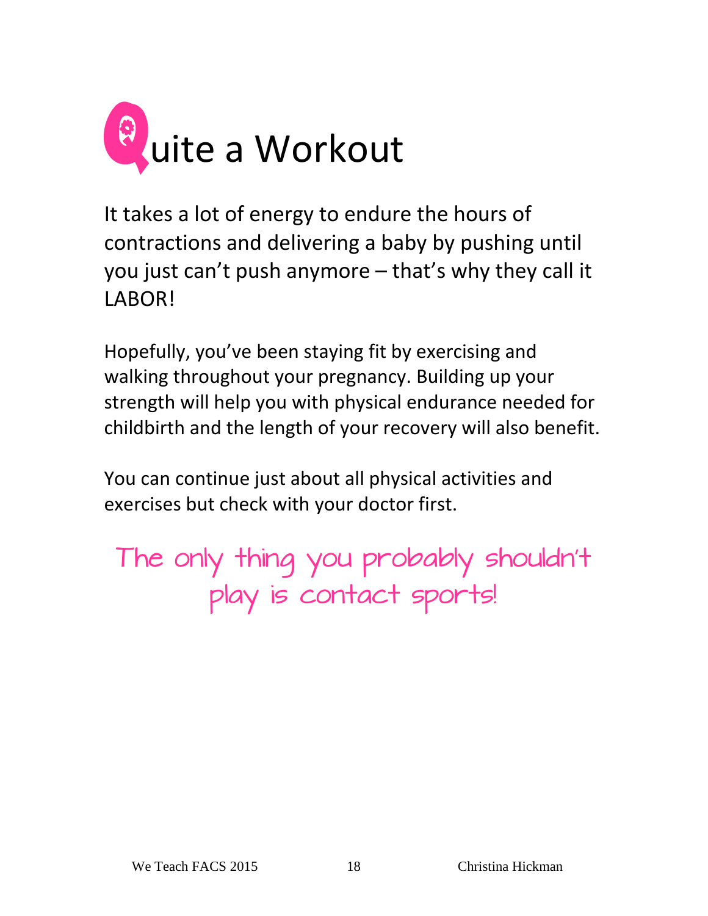# Quite a Workout

It takes a lot of energy to endure the hours of contractions and delivering a baby by pushing until you just can't push anymore – that's why they call it LABOR!

Hopefully, you've been staying fit by exercising and walking throughout your pregnancy. Building up your strength will help you with physical endurance needed for childbirth and the length of your recovery will also benefit.

You can continue just about all physical activities and exercises but check with your doctor first.

The only thing you probably shouldn't play is contact sports!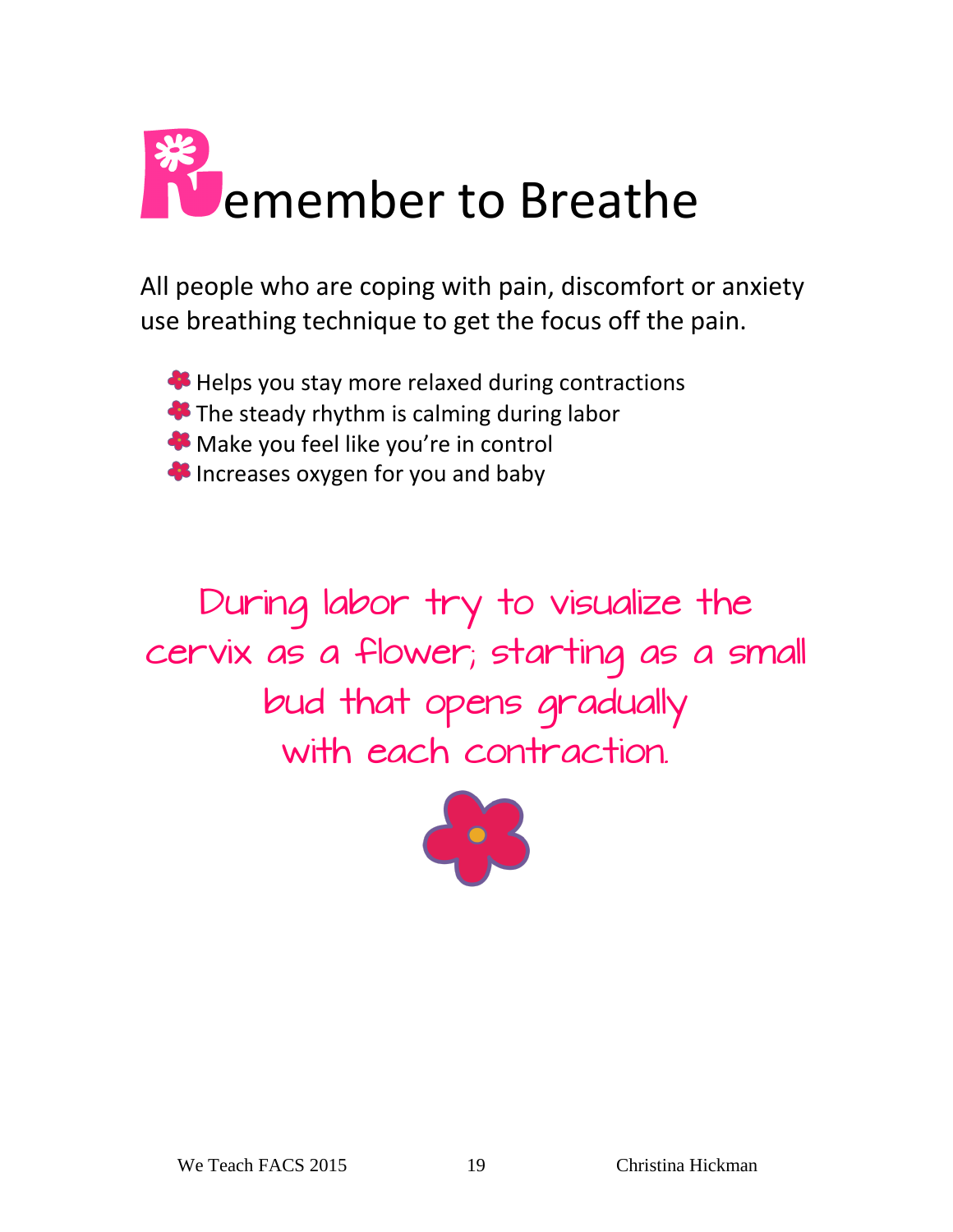# Remember to Breathe

All people who are coping with pain, discomfort or anxiety use breathing technique to get the focus off the pain.

- Helps you stay more relaxed during contractions
- The steady rhythm is calming during labor
- Make you feel like you're in control
- Increases oxygen for you and baby

During labor try to visualize the cervix as a flower; starting as a small bud that opens gradually with each contraction.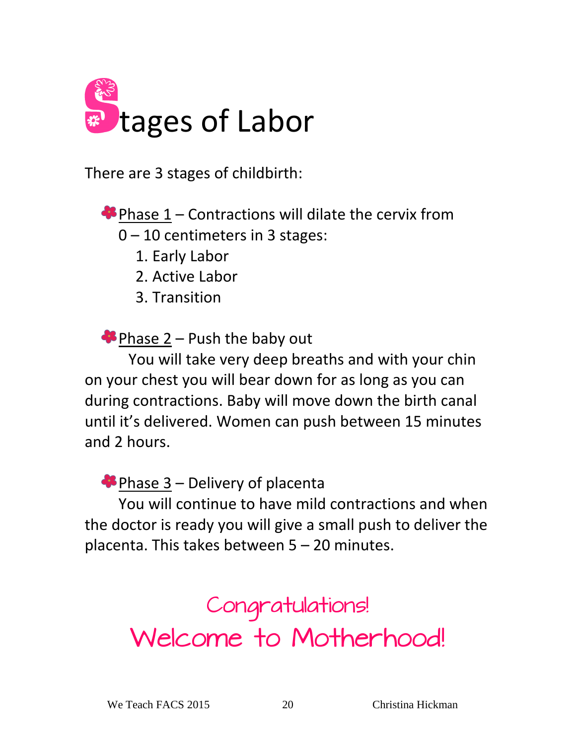# Stages of Labor

There are 3 stages of childbirth:

- Phase 1 – Contractions will dilate the cervix from 0 – 10 centimeters in 3 stages:
  1. Early Labor
  2. Active Labor
  3. Transition

- Phase 2 – Push the baby out

You will take very deep breaths and with your chin on your chest you will bear down for as long as you can during contractions. Baby will move down the birth canal until it's delivered. Women can push between 15 minutes and 2 hours.

- Phase 3 – Delivery of placenta

You will continue to have mild contractions and when the doctor is ready you will give a small push to deliver the placenta. This takes between 5 – 20 minutes.

Congratulations!

Welcome to Motherhood!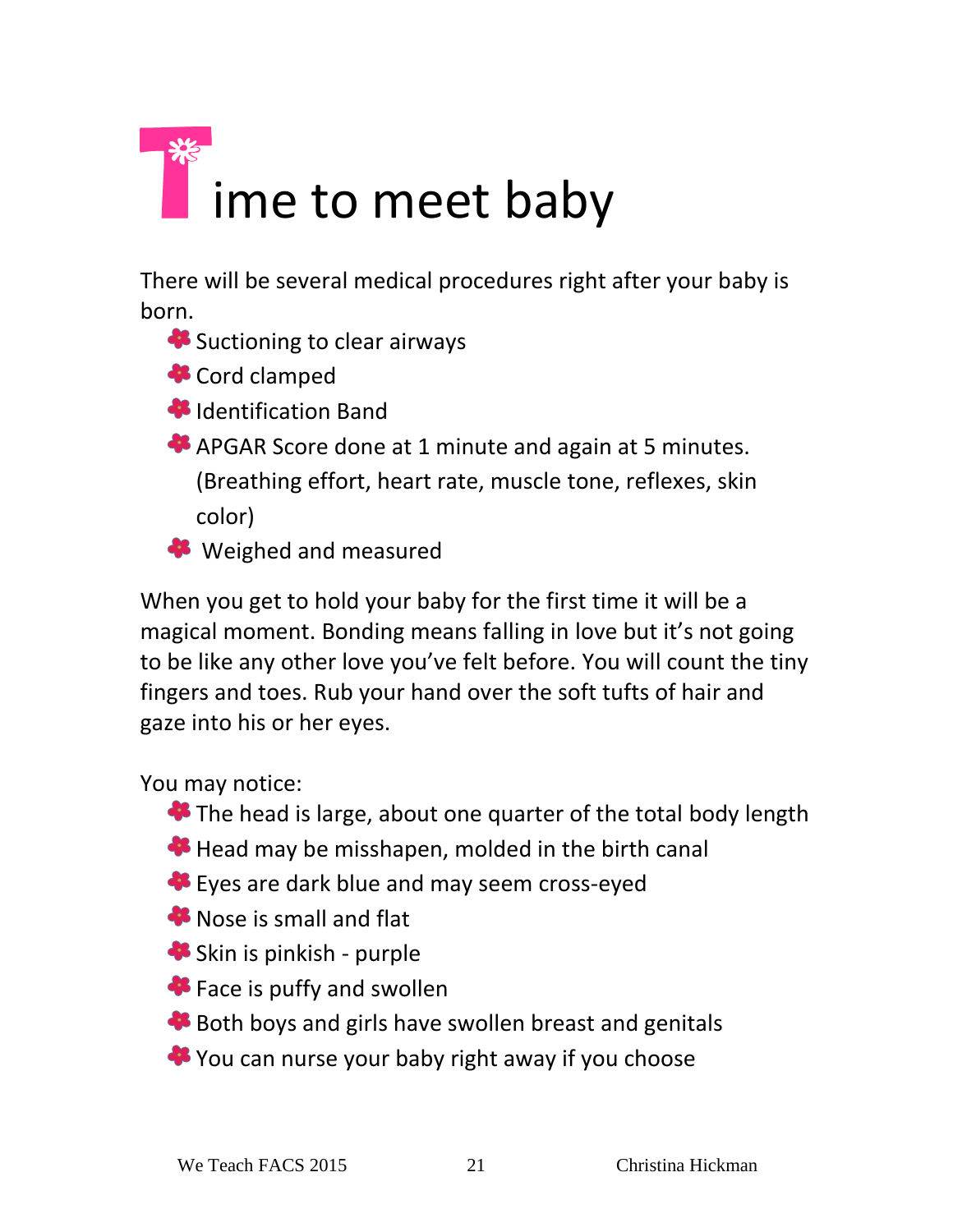# Time to meet baby

There will be several medical procedures right after your baby is born.

- Suctioning to clear airways
- Cord clamped
- Identification Band
- APGAR Score done at 1 minute and again at 5 minutes. (Breathing effort, heart rate, muscle tone, reflexes, skin color)
- Weighed and measured

When you get to hold your baby for the first time it will be a magical moment. Bonding means falling in love but it's not going to be like any other love you've felt before. You will count the tiny fingers and toes. Rub your hand over the soft tufts of hair and gaze into his or her eyes.

You may notice:

- The head is large, about one quarter of the total body length
- Head may be misshapen, molded in the birth canal
- Eyes are dark blue and may seem cross-eyed
- Nose is small and flat
- Skin is pinkish - purple
- Face is puffy and swollen
- Both boys and girls have swollen breast and genitals
- You can nurse your baby right away if you choose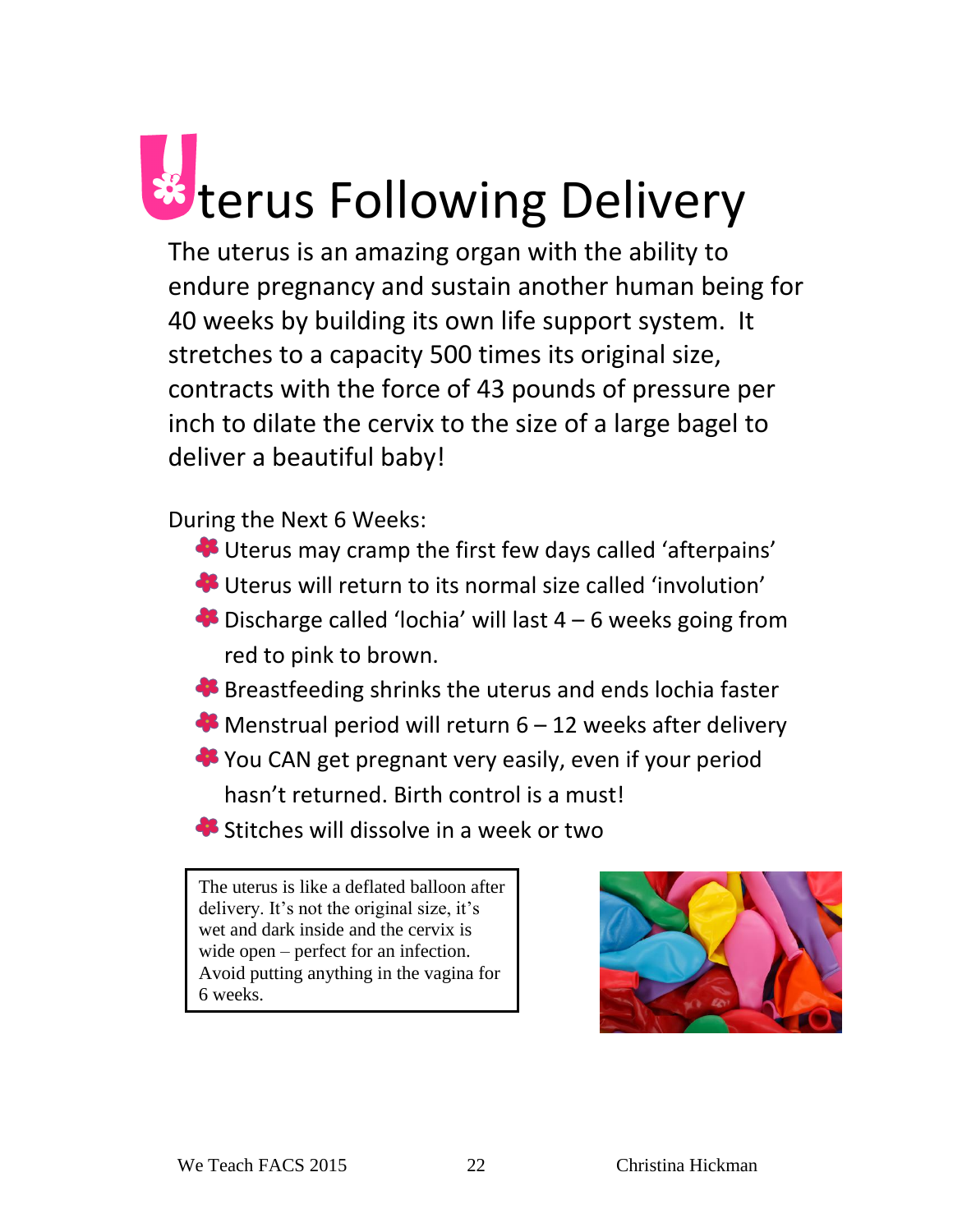# Uterus Following Delivery

The uterus is an amazing organ with the ability to endure pregnancy and sustain another human being for 40 weeks by building its own life support system. It stretches to a capacity 500 times its original size, contracts with the force of 43 pounds of pressure per inch to dilate the cervix to the size of a large bagel to deliver a beautiful baby!

During the Next 6 Weeks:

- Uterus may cramp the first few days called 'afterpains'
- Uterus will return to its normal size called 'involution'
- Discharge called 'lochia' will last 4 – 6 weeks going from red to pink to brown.
- Breastfeeding shrinks the uterus and ends lochia faster
- Menstrual period will return 6 – 12 weeks after delivery
- You CAN get pregnant very easily, even if your period hasn't returned. Birth control is a must!
- Stitches will dissolve in a week or two

> The uterus is like a deflated balloon after delivery. It's not the original size, it's wet and dark inside and the cervix is wide open – perfect for an infection. Avoid putting anything in the vagina for 6 weeks.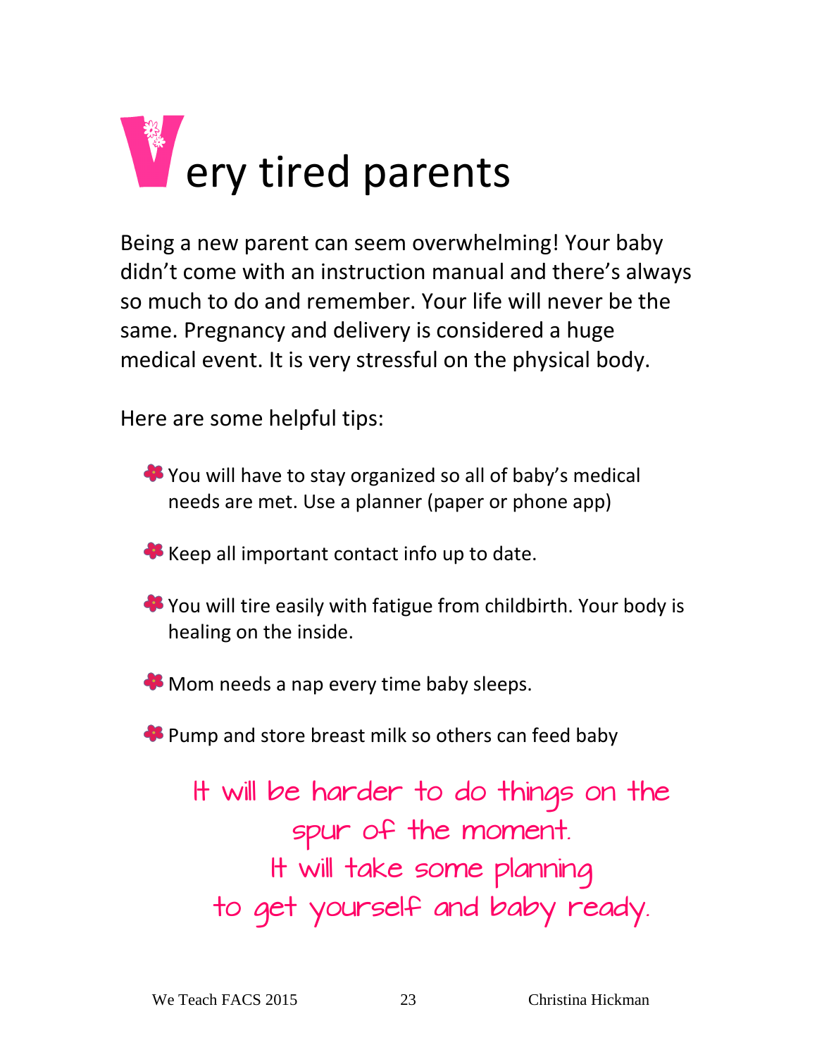# Very tired parents

Being a new parent can seem overwhelming! Your baby didn't come with an instruction manual and there's always so much to do and remember. Your life will never be the same. Pregnancy and delivery is considered a huge medical event. It is very stressful on the physical body.

Here are some helpful tips:

- You will have to stay organized so all of baby's medical needs are met. Use a planner (paper or phone app)
- Keep all important contact info up to date.
- You will tire easily with fatigue from childbirth. Your body is healing on the inside.
- Mom needs a nap every time baby sleeps.
- Pump and store breast milk so others can feed baby

It will be harder to do things on the spur of the moment.
It will take some planning
to get yourself and baby ready.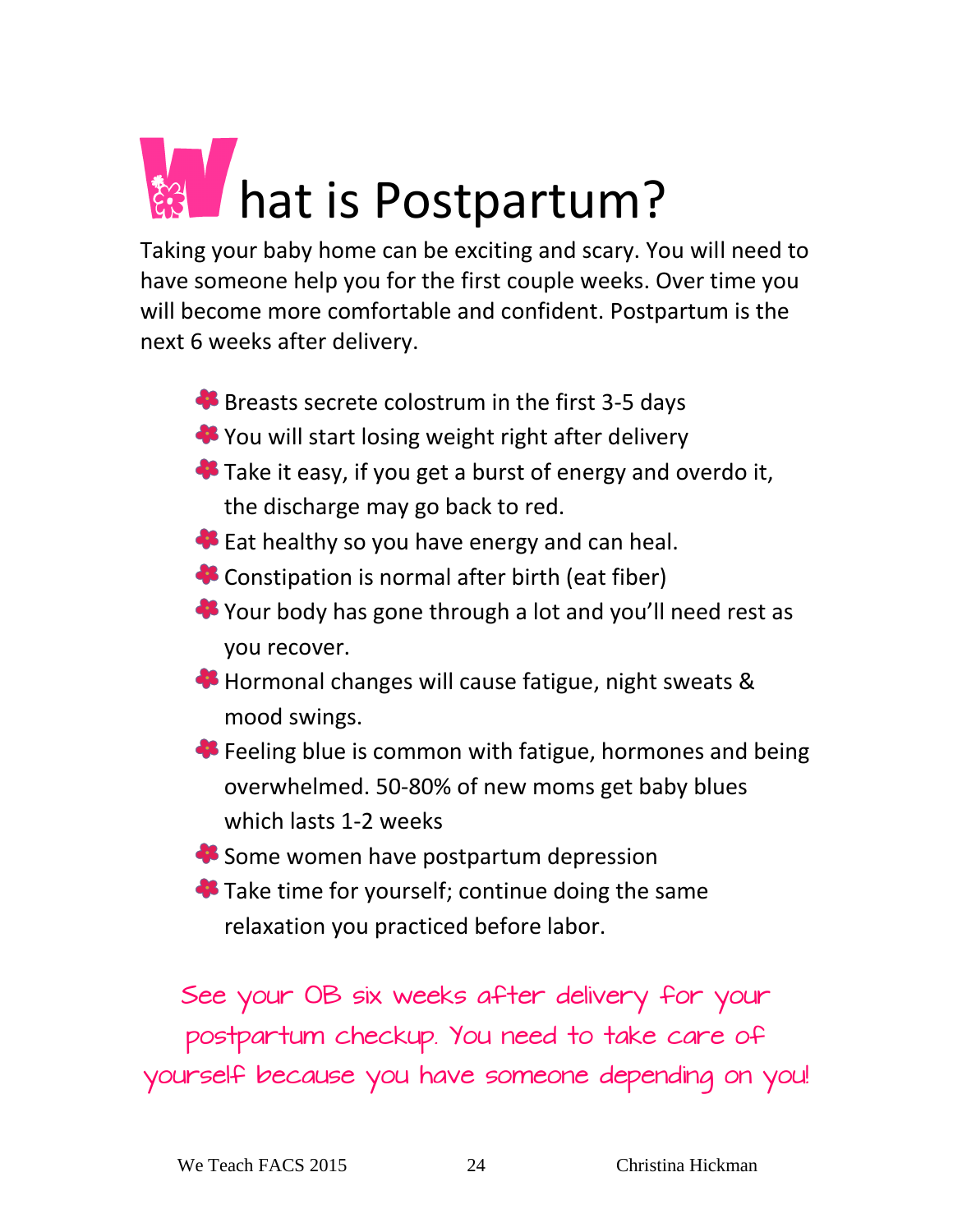# What is Postpartum?

Taking your baby home can be exciting and scary. You will need to have someone help you for the first couple weeks. Over time you will become more comfortable and confident. Postpartum is the next 6 weeks after delivery.

- Breasts secrete colostrum in the first 3-5 days
- You will start losing weight right after delivery
- Take it easy, if you get a burst of energy and overdo it, the discharge may go back to red.
- Eat healthy so you have energy and can heal.
- Constipation is normal after birth (eat fiber)
- Your body has gone through a lot and you'll need rest as you recover.
- Hormonal changes will cause fatigue, night sweats & mood swings.
- Feeling blue is common with fatigue, hormones and being overwhelmed. 50-80% of new moms get baby blues which lasts 1-2 weeks
- Some women have postpartum depression
- Take time for yourself; continue doing the same relaxation you practiced before labor.

See your OB six weeks after delivery for your postpartum checkup. You need to take care of yourself because you have someone depending on you!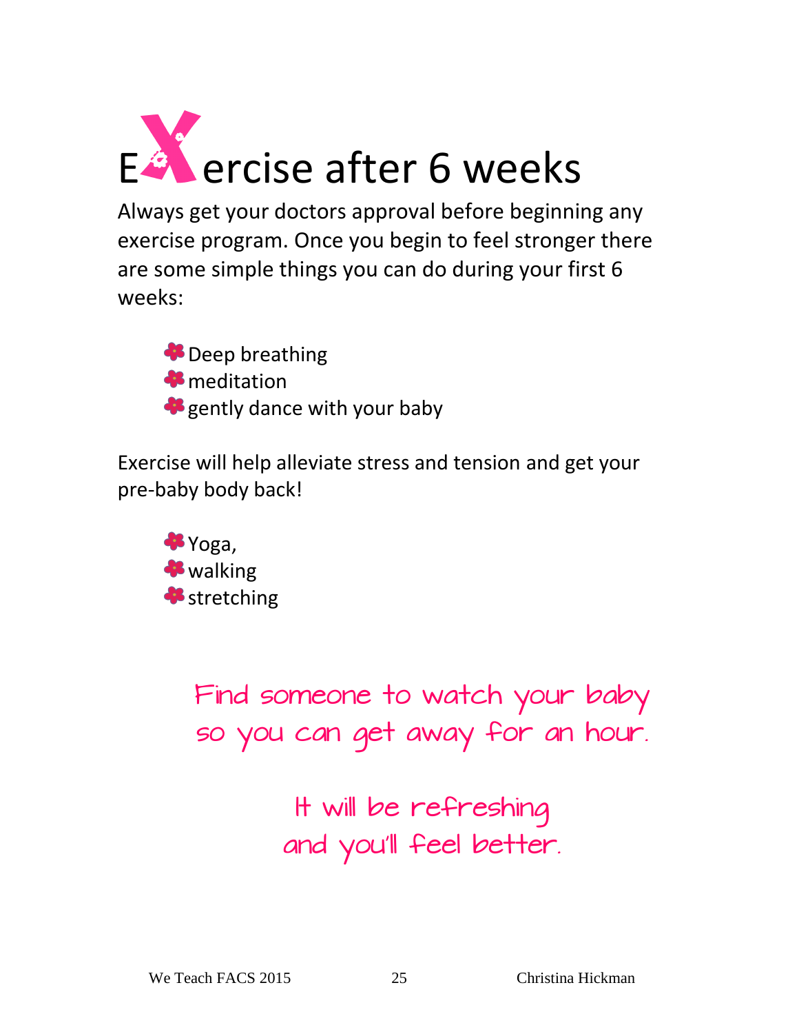# Exercise after 6 weeks

Always get your doctors approval before beginning any exercise program. Once you begin to feel stronger there are some simple things you can do during your first 6 weeks:

- Deep breathing
- meditation
- gently dance with your baby

Exercise will help alleviate stress and tension and get your pre-baby body back!

- Yoga,
- walking
- stretching

Find someone to watch your baby so you can get away for an hour.

It will be refreshing and you'll feel better.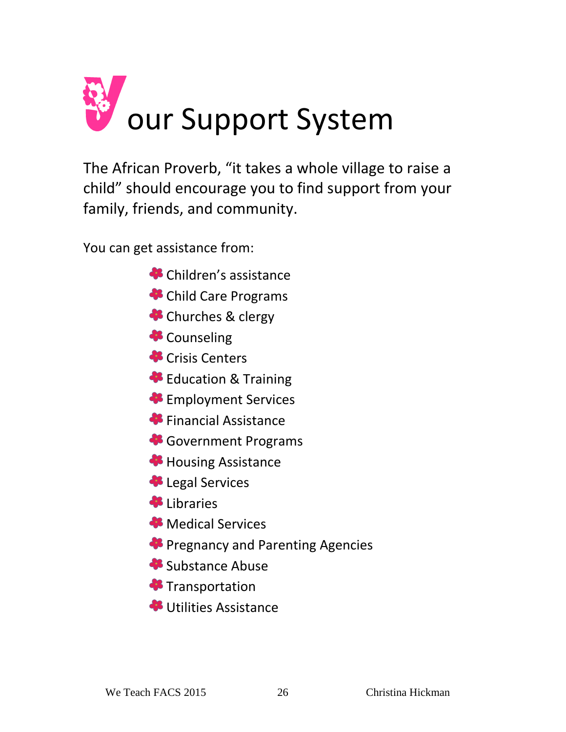# Your Support System

The African Proverb, “it takes a whole village to raise a child” should encourage you to find support from your family, friends, and community.

You can get assistance from:

- Children’s assistance
- Child Care Programs
- Churches & clergy
- Counseling
- Crisis Centers
- Education & Training
- Employment Services
- Financial Assistance
- Government Programs
- Housing Assistance
- Legal Services
- Libraries
- Medical Services
- Pregnancy and Parenting Agencies
- Substance Abuse
- Transportation
- Utilities Assistance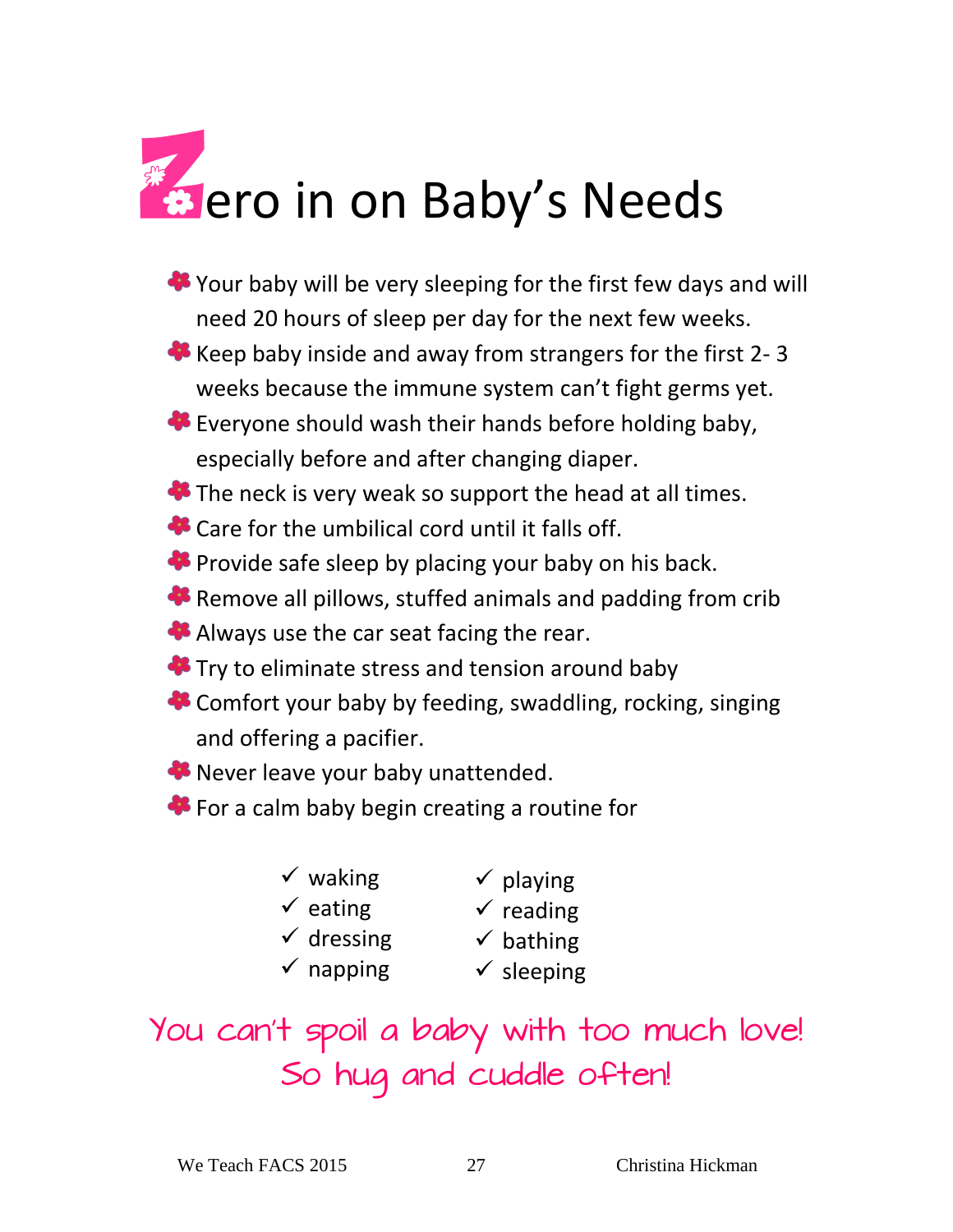# Zero in on Baby's Needs

- Your baby will be very sleeping for the first few days and will need 20 hours of sleep per day for the next few weeks.
- Keep baby inside and away from strangers for the first 2- 3 weeks because the immune system can't fight germs yet.
- Everyone should wash their hands before holding baby, especially before and after changing diaper.
- The neck is very weak so support the head at all times.
- Care for the umbilical cord until it falls off.
- Provide safe sleep by placing your baby on his back.
- Remove all pillows, stuffed animals and padding from crib
- Always use the car seat facing the rear.
- Try to eliminate stress and tension around baby
- Comfort your baby by feeding, swaddling, rocking, singing and offering a pacifier.
- Never leave your baby unattended.
- For a calm baby begin creating a routine for
  - ✓ waking
  - ✓ eating
  - ✓ dressing
  - ✓ napping
  - ✓ playing
  - ✓ reading
  - ✓ bathing
  - ✓ sleeping

You can't spoil a baby with too much love!
So hug and cuddle often!